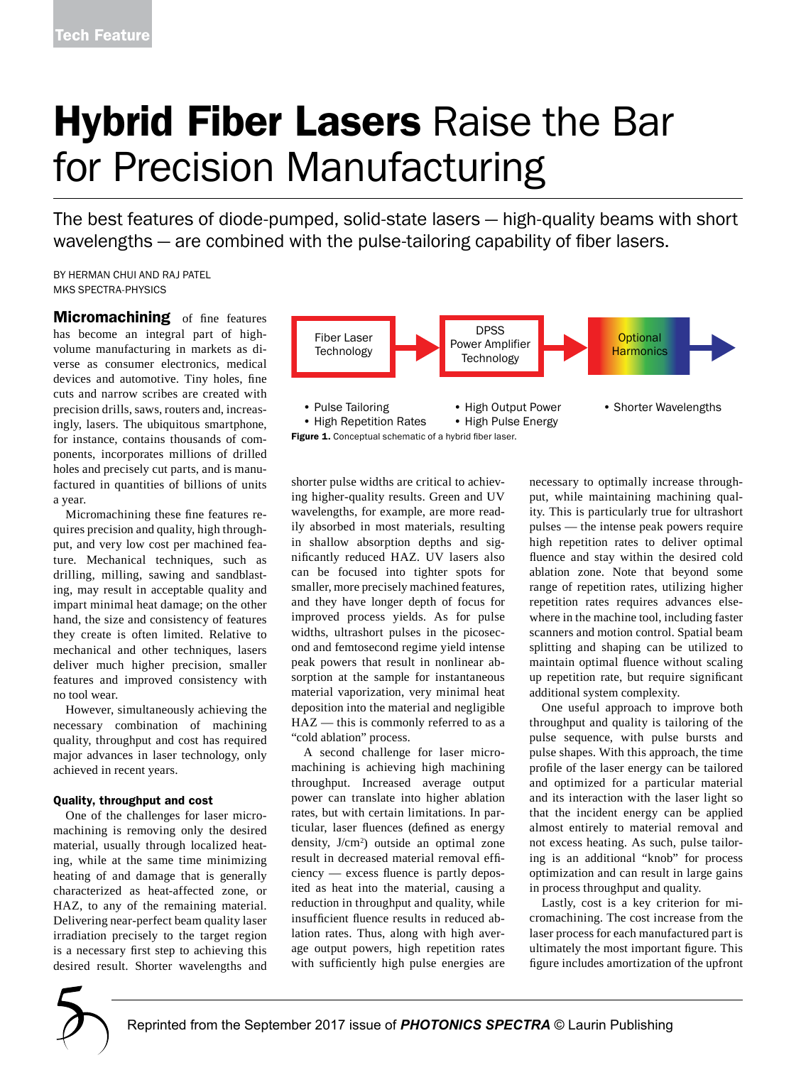Tech Feature

# **Hybrid Fiber Lasers** Raise the Bar for Precision Manufacturing

The best features of diode-pumped, solid-state lasers — high-quality beams with short wavelengths — are combined with the pulse-tailoring capability of fiber lasers.

BY HERMAN CHUI AND RAJ PATEL
MKS SPECTRA-PHYSICS

**Micromachining** of fine features has become an integral part of high-volume manufacturing in markets as diverse as consumer electronics, medical devices and automotive. Tiny holes, fine cuts and narrow scribes are created with precision drills, saws, routers and, increasingly, lasers. The ubiquitous smartphone, for instance, contains thousands of components, incorporates millions of drilled holes and precisely cut parts, and is manufactured in quantities of billions of units a year.

Micromachining these fine features requires precision and quality, high throughput, and very low cost per machined feature. Mechanical techniques, such as drilling, milling, sawing and sandblasting, may result in acceptable quality and impart minimal heat damage; on the other hand, the size and consistency of features they create is often limited. Relative to mechanical and other techniques, lasers deliver much higher precision, smaller features and improved consistency with no tool wear.

However, simultaneously achieving the necessary combination of machining quality, throughput and cost has required major advances in laser technology, only achieved in recent years.

Fiber Laser Technology → DPSS Power Amplifier Technology → Optional Harmonics

- Pulse Tailoring
- High Repetition Rates
- High Output Power
- High Pulse Energy
- Shorter Wavelengths

**Figure 1.** Conceptual schematic of a hybrid fiber laser.

#### Quality, throughput and cost

One of the challenges for laser micromachining is removing only the desired material, usually through localized heating, while at the same time minimizing heating of and damage that is generally characterized as heat-affected zone, or HAZ, to any of the remaining material. Delivering near-perfect beam quality laser irradiation precisely to the target region is a necessary first step to achieving this desired result. Shorter wavelengths and shorter pulse widths are critical to achieving higher-quality results. Green and UV wavelengths, for example, are more readily absorbed in most materials, resulting in shallow absorption depths and significantly reduced HAZ. UV lasers also can be focused into tighter spots for smaller, more precisely machined features, and they have longer depth of focus for improved process yields. As for pulse widths, ultrashort pulses in the picosecond and femtosecond regime yield intense peak powers that result in nonlinear absorption at the sample for instantaneous material vaporization, very minimal heat deposition into the material and negligible HAZ — this is commonly referred to as a "cold ablation" process.

A second challenge for laser micromachining is achieving high machining throughput. Increased average output power can translate into higher ablation rates, but with certain limitations. In particular, laser fluences (defined as energy density, $J/cm^2$) outside an optimal zone result in decreased material removal efficiency — excess fluence is partly deposited as heat into the material, causing a reduction in throughput and quality, while insufficient fluence results in reduced ablation rates. Thus, along with high average output powers, high repetition rates with sufficiently high pulse energies are necessary to optimally increase throughput, while maintaining machining quality. This is particularly true for ultrashort pulses — the intense peak powers require high repetition rates to deliver optimal fluence and stay within the desired cold ablation zone. Note that beyond some range of repetition rates, utilizing higher repetition rates requires advances elsewhere in the machine tool, including faster scanners and motion control. Spatial beam splitting and shaping can be utilized to maintain optimal fluence without scaling up repetition rate, but require significant additional system complexity.

One useful approach to improve both throughput and quality is tailoring of the pulse sequence, with pulse bursts and pulse shapes. With this approach, the time profile of the laser energy can be tailored and optimized for a particular material and its interaction with the laser light so that the incident energy can be applied almost entirely to material removal and not excess heating. As such, pulse tailoring is an additional "knob" for process optimization and can result in large gains in process throughput and quality.

Lastly, cost is a key criterion for micromachining. The cost increase from the laser process for each manufactured part is ultimately the most important figure. This figure includes amortization of the upfront

Reprinted from the September 2017 issue of ***PHOTONICS SPECTRA*** © Laurin Publishing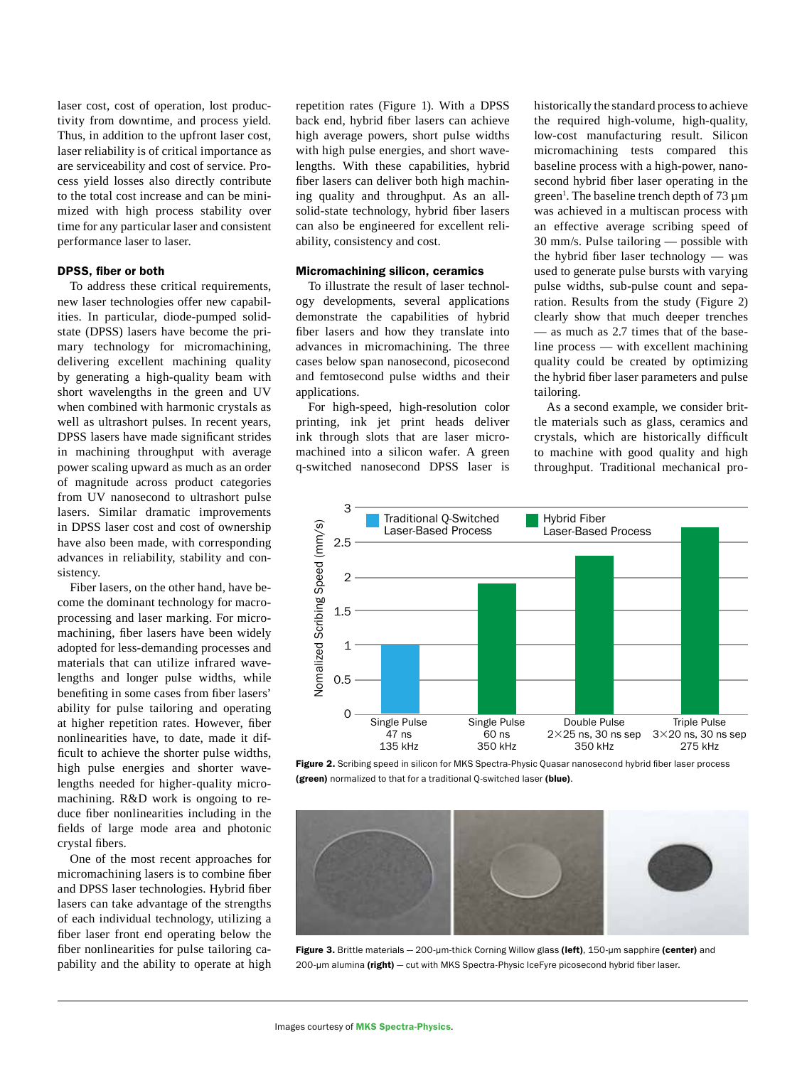laser cost, cost of operation, lost productivity from downtime, and process yield. Thus, in addition to the upfront laser cost, laser reliability is of critical importance as are serviceability and cost of service. Process yield losses also directly contribute to the total cost increase and can be minimized with high process stability over time for any particular laser and consistent performance laser to laser.

### DPSS, fiber or both

To address these critical requirements, new laser technologies offer new capabilities. In particular, diode-pumped solid-state (DPSS) lasers have become the primary technology for micromachining, delivering excellent machining quality by generating a high-quality beam with short wavelengths in the green and UV when combined with harmonic crystals as well as ultrashort pulses. In recent years, DPSS lasers have made significant strides in machining throughput with average power scaling upward as much as an order of magnitude across product categories from UV nanosecond to ultrashort pulse lasers. Similar dramatic improvements in DPSS laser cost and cost of ownership have also been made, with corresponding advances in reliability, stability and consistency.

Fiber lasers, on the other hand, have become the dominant technology for macroprocessing and laser marking. For micromachining, fiber lasers have been widely adopted for less-demanding processes and materials that can utilize infrared wavelengths and longer pulse widths, while benefiting in some cases from fiber lasers' ability for pulse tailoring and operating at higher repetition rates. However, fiber nonlinearities have, to date, made it difficult to achieve the shorter pulse widths, high pulse energies and shorter wavelengths needed for higher-quality micromachining. R&D work is ongoing to reduce fiber nonlinearities including in the fields of large mode area and photonic crystal fibers.

One of the most recent approaches for micromachining lasers is to combine fiber and DPSS laser technologies. Hybrid fiber lasers can take advantage of the strengths of each individual technology, utilizing a fiber laser front end operating below the fiber nonlinearities for pulse tailoring capability and the ability to operate at high repetition rates (Figure 1). With a DPSS back end, hybrid fiber lasers can achieve high average powers, short pulse widths with high pulse energies, and short wavelengths. With these capabilities, hybrid fiber lasers can deliver both high machining quality and throughput. As an all-solid-state technology, hybrid fiber lasers can also be engineered for excellent reliability, consistency and cost.

### Micromachining silicon, ceramics

To illustrate the result of laser technology developments, several applications demonstrate the capabilities of hybrid fiber lasers and how they translate into advances in micromachining. The three cases below span nanosecond, picosecond and femtosecond pulse widths and their applications.

For high-speed, high-resolution color printing, ink jet print heads deliver ink through slots that are laser micromachined into a silicon wafer. A green q-switched nanosecond DPSS laser is historically the standard process to achieve the required high-volume, high-quality, low-cost manufacturing result. Silicon micromachining tests compared this baseline process with a high-power, nanosecond hybrid fiber laser operating in the green[1]. The baseline trench depth of 73 µm was achieved in a multiscan process with an effective average scribing speed of 30 mm/s. Pulse tailoring — possible with the hybrid fiber laser technology — was used to generate pulse bursts with varying pulse widths, sub-pulse count and separation. Results from the study (Figure 2) clearly show that much deeper trenches — as much as 2.7 times that of the baseline process — with excellent machining quality could be created by optimizing the hybrid fiber laser parameters and pulse tailoring.

As a second example, we consider brittle materials such as glass, ceramics and crystals, which are historically difficult to machine with good quality and high throughput. Traditional mechanical pro-

| Process | Normalized Scribing Speed (mm/s) |
|---|---|
| Traditional Q-Switched Laser-Based Process: Single Pulse, 47 ns, 135 kHz | 1 |
| Hybrid Fiber Laser-Based Process: Single Pulse, 60 ns, 350 kHz | ~1.9 |
| Hybrid Fiber Laser-Based Process: Double Pulse, 2×25 ns, 30 ns sep, 350 kHz | ~2.3 |
| Hybrid Fiber Laser-Based Process: Triple Pulse, 3×20 ns, 30 ns sep, 275 kHz | ~2.7 |

**Figure 2.** Scribing speed in silicon for MKS Spectra-Physic Quasar nanosecond hybrid fiber laser process **(green)** normalized to that for a traditional Q-switched laser **(blue)**.

**Figure 3.** Brittle materials — 200-µm-thick Corning Willow glass **(left)**, 150-µm sapphire **(center)** and 200-µm alumina **(right)** — cut with MKS Spectra-Physic IceFyre picosecond hybrid fiber laser.

Images courtesy of **MKS Spectra-Physics**.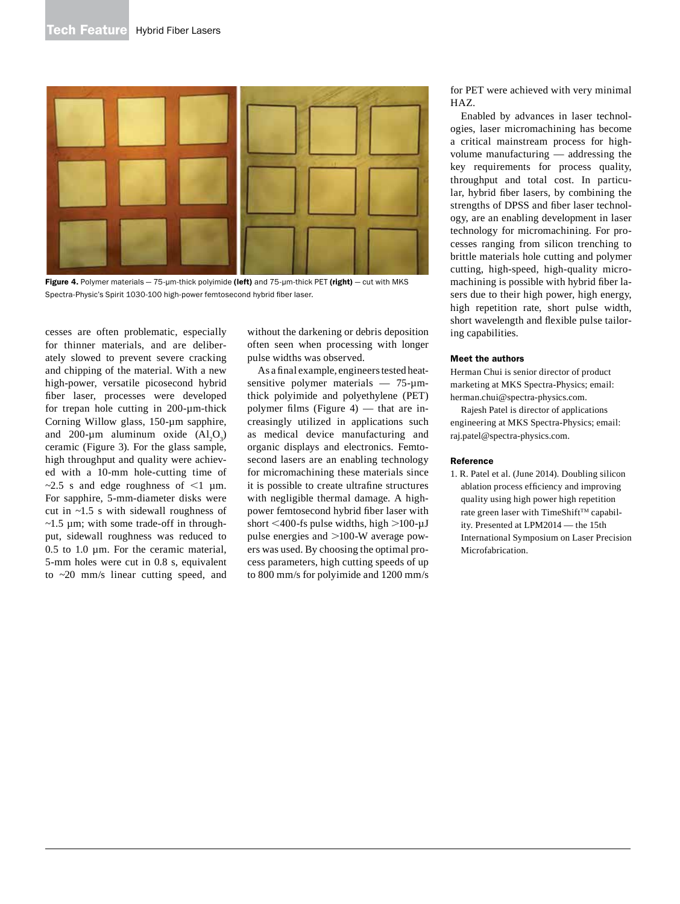**Figure 4.** Polymer materials — 75-μm-thick polyimide **(left)** and 75-μm-thick PET **(right)** — cut with MKS Spectra-Physic's Spirit 1030-100 high-power femtosecond hybrid fiber laser.

cesses are often problematic, especially for thinner materials, and are deliberately slowed to prevent severe cracking and chipping of the material. With a new high-power, versatile picosecond hybrid fiber laser, processes were developed for trepan hole cutting in 200-μm-thick Corning Willow glass, 150-μm sapphire, and 200-μm aluminum oxide ($Al_2O_3$) ceramic (Figure 3). For the glass sample, high throughput and quality were achieved with a 10-mm hole-cutting time of ~2.5 s and edge roughness of <1 μm. For sapphire, 5-mm-diameter disks were cut in ~1.5 s with sidewall roughness of ~1.5 μm; with some trade-off in throughput, sidewall roughness was reduced to 0.5 to 1.0 μm. For the ceramic material, 5-mm holes were cut in 0.8 s, equivalent to ~20 mm/s linear cutting speed, and without the darkening or debris deposition often seen when processing with longer pulse widths was observed.

As a final example, engineers tested heat-sensitive polymer materials — 75-μm-thick polyimide and polyethylene (PET) polymer films (Figure 4) — that are increasingly utilized in applications such as medical device manufacturing and organic displays and electronics. Femtosecond lasers are an enabling technology for micromachining these materials since it is possible to create ultrafine structures with negligible thermal damage. A high-power femtosecond hybrid fiber laser with short <400-fs pulse widths, high >100-μJ pulse energies and >100-W average powers was used. By choosing the optimal process parameters, high cutting speeds of up to 800 mm/s for polyimide and 1200 mm/s for PET were achieved with very minimal HAZ.

Enabled by advances in laser technologies, laser micromachining has become a critical mainstream process for high-volume manufacturing — addressing the key requirements for process quality, throughput and total cost. In particular, hybrid fiber lasers, by combining the strengths of DPSS and fiber laser technology, are an enabling development in laser technology for micromachining. For processes ranging from silicon trenching to brittle materials hole cutting and polymer cutting, high-speed, high-quality micromachining is possible with hybrid fiber lasers due to their high power, high energy, high repetition rate, short pulse width, short wavelength and flexible pulse tailoring capabilities.

### Meet the authors

Herman Chui is senior director of product marketing at MKS Spectra-Physics; email: herman.chui@spectra-physics.com.

Rajesh Patel is director of applications engineering at MKS Spectra-Physics; email: raj.patel@spectra-physics.com.

### Reference

1. R. Patel et al. (June 2014). Doubling silicon ablation process efficiency and improving quality using high power high repetition rate green laser with TimeShift™ capability. Presented at LPM2014 — the 15th International Symposium on Laser Precision Microfabrication.